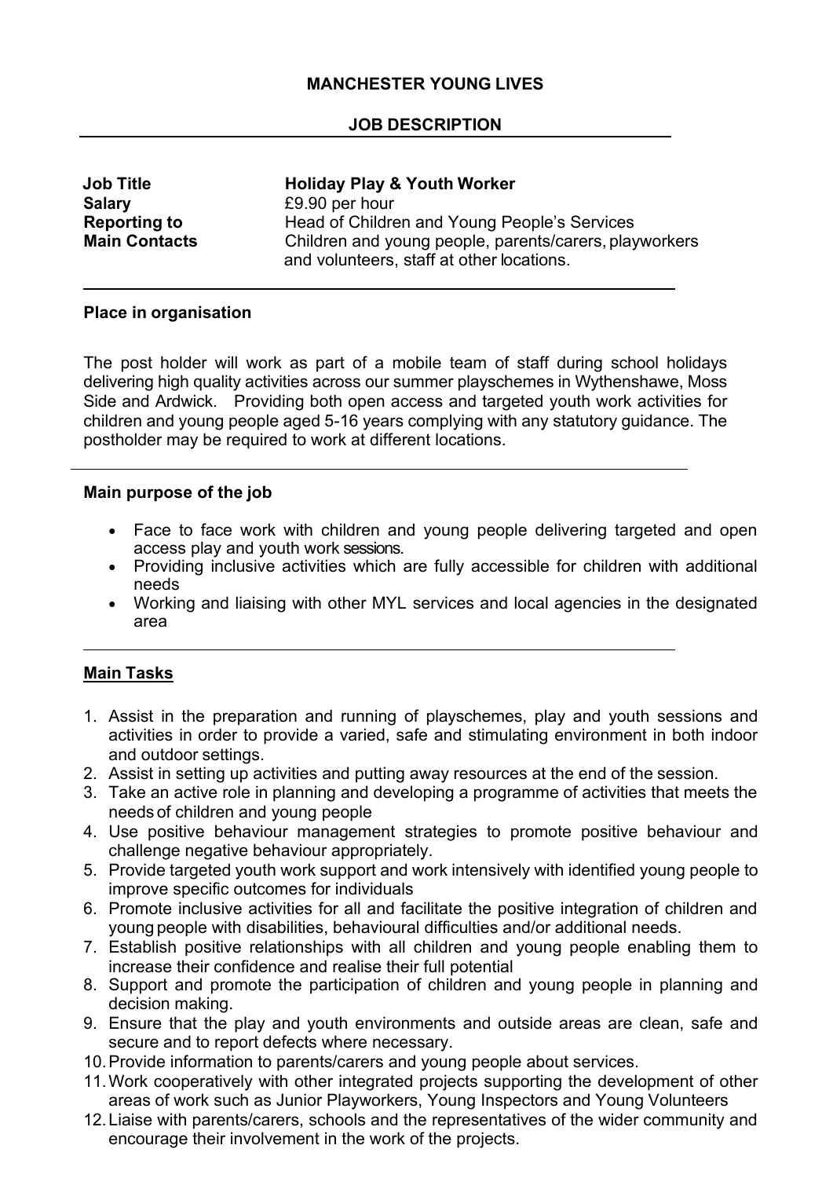**MANCHESTER YOUNG LIVES**

**JOB DESCRIPTION**

| | |
|---|---|
| **Job Title** | **Holiday Play & Youth Worker** |
| **Salary** | £9.90 per hour |
| **Reporting to** | Head of Children and Young People's Services |
| **Main Contacts** | Children and young people, parents/carers, playworkers and volunteers, staff at other locations. |

**Place in organisation**

The post holder will work as part of a mobile team of staff during school holidays delivering high quality activities across our summer playschemes in Wythenshawe, Moss Side and Ardwick. Providing both open access and targeted youth work activities for children and young people aged 5-16 years complying with any statutory guidance. The postholder may be required to work at different locations.

**Main purpose of the job**

- Face to face work with children and young people delivering targeted and open access play and youth work sessions.
- Providing inclusive activities which are fully accessible for children with additional needs
- Working and liaising with other MYL services and local agencies in the designated area

**Main Tasks**

1. Assist in the preparation and running of playschemes, play and youth sessions and activities in order to provide a varied, safe and stimulating environment in both indoor and outdoor settings.
2. Assist in setting up activities and putting away resources at the end of the session.
3. Take an active role in planning and developing a programme of activities that meets the needs of children and young people
4. Use positive behaviour management strategies to promote positive behaviour and challenge negative behaviour appropriately.
5. Provide targeted youth work support and work intensively with identified young people to improve specific outcomes for individuals
6. Promote inclusive activities for all and facilitate the positive integration of children and young people with disabilities, behavioural difficulties and/or additional needs.
7. Establish positive relationships with all children and young people enabling them to increase their confidence and realise their full potential
8. Support and promote the participation of children and young people in planning and decision making.
9. Ensure that the play and youth environments and outside areas are clean, safe and secure and to report defects where necessary.
10. Provide information to parents/carers and young people about services.
11. Work cooperatively with other integrated projects supporting the development of other areas of work such as Junior Playworkers, Young Inspectors and Young Volunteers
12. Liaise with parents/carers, schools and the representatives of the wider community and encourage their involvement in the work of the projects.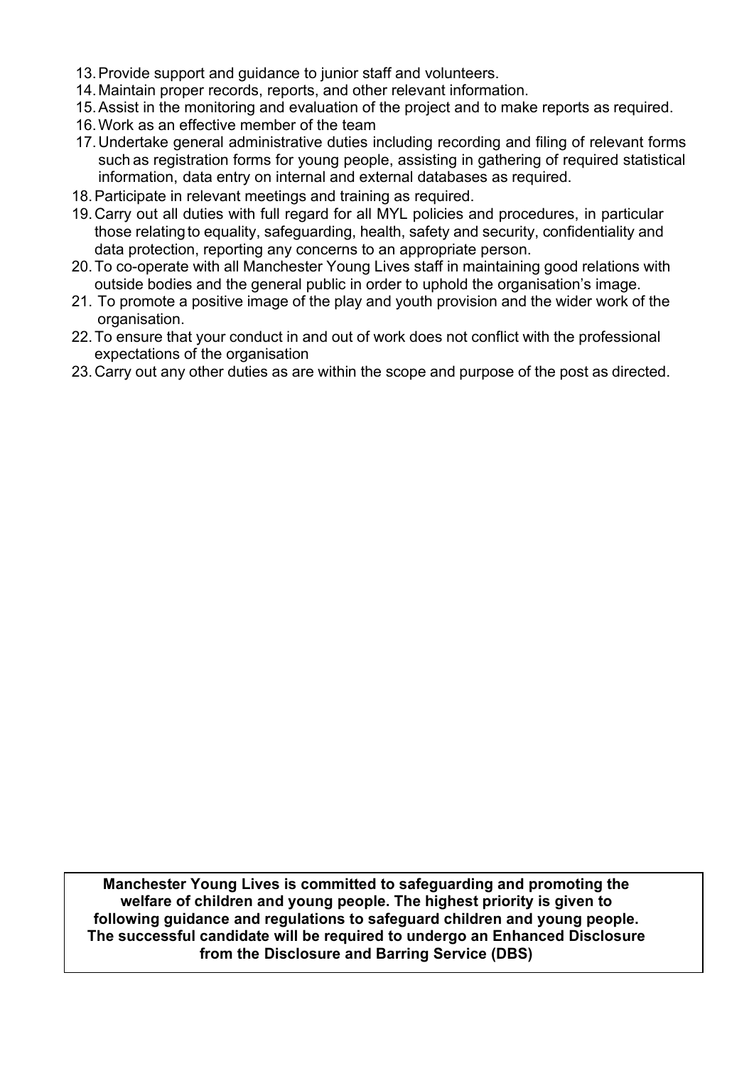13. Provide support and guidance to junior staff and volunteers.
14. Maintain proper records, reports, and other relevant information.
15. Assist in the monitoring and evaluation of the project and to make reports as required.
16. Work as an effective member of the team
17. Undertake general administrative duties including recording and filing of relevant forms such as registration forms for young people, assisting in gathering of required statistical information, data entry on internal and external databases as required.
18. Participate in relevant meetings and training as required.
19. Carry out all duties with full regard for all MYL policies and procedures, in particular those relating to equality, safeguarding, health, safety and security, confidentiality and data protection, reporting any concerns to an appropriate person.
20. To co-operate with all Manchester Young Lives staff in maintaining good relations with outside bodies and the general public in order to uphold the organisation's image.
21. To promote a positive image of the play and youth provision and the wider work of the organisation.
22. To ensure that your conduct in and out of work does not conflict with the professional expectations of the organisation
23. Carry out any other duties as are within the scope and purpose of the post as directed.

**Manchester Young Lives is committed to safeguarding and promoting the welfare of children and young people. The highest priority is given to following guidance and regulations to safeguard children and young people. The successful candidate will be required to undergo an Enhanced Disclosure from the Disclosure and Barring Service (DBS)**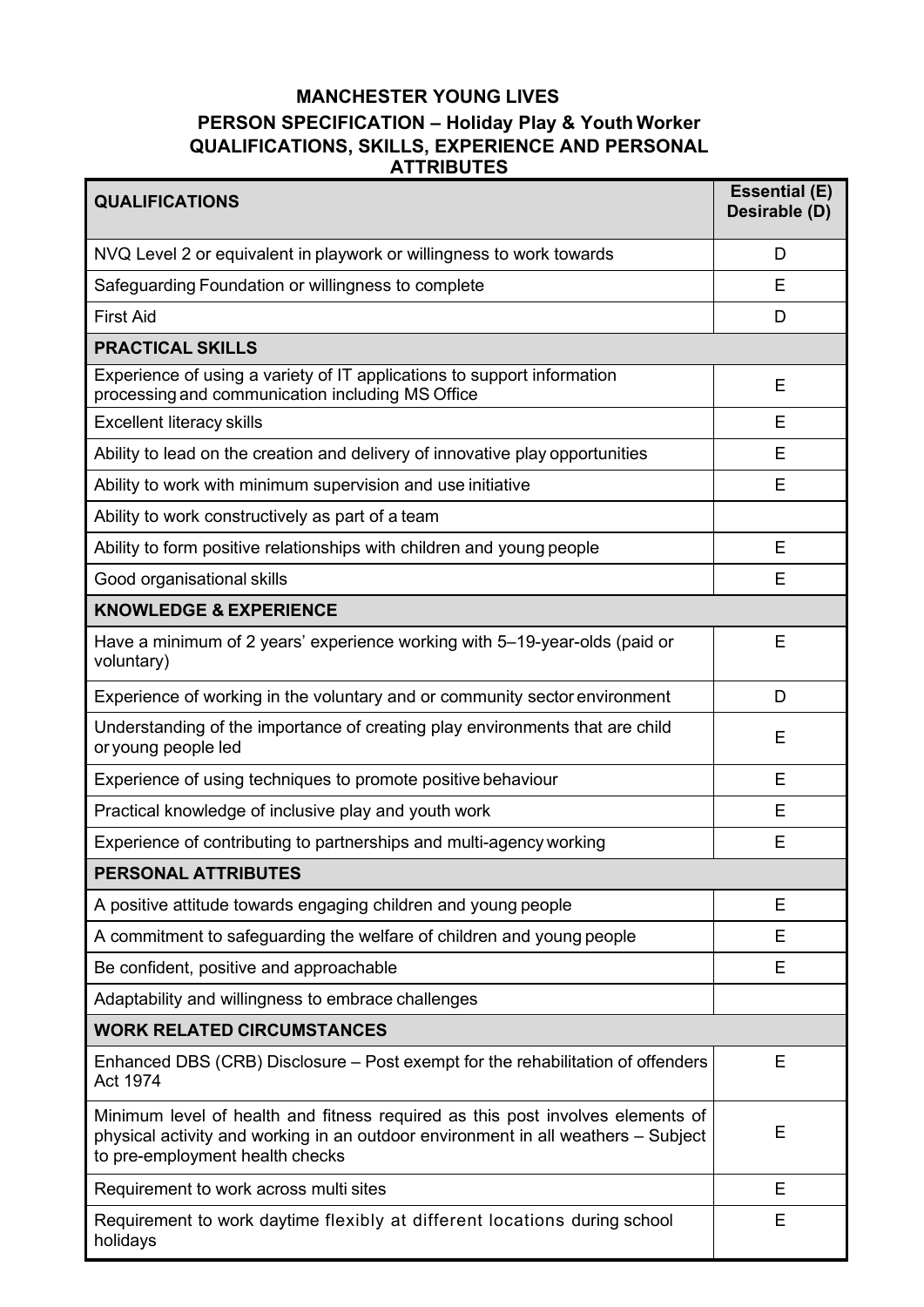**MANCHESTER YOUNG LIVES**

**PERSON SPECIFICATION – Holiday Play & Youth Worker**
**QUALIFICATIONS, SKILLS, EXPERIENCE AND PERSONAL ATTRIBUTES**

| **QUALIFICATIONS** | **Essential (E) Desirable (D)** |
|---|---|
| NVQ Level 2 or equivalent in playwork or willingness to work towards | D |
| Safeguarding Foundation or willingness to complete | E |
| First Aid | D |
| **PRACTICAL SKILLS** | |
| Experience of using a variety of IT applications to support information processing and communication including MS Office | E |
| Excellent literacy skills | E |
| Ability to lead on the creation and delivery of innovative play opportunities | E |
| Ability to work with minimum supervision and use initiative | E |
| Ability to work constructively as part of a team | |
| Ability to form positive relationships with children and young people | E |
| Good organisational skills | E |
| **KNOWLEDGE & EXPERIENCE** | |
| Have a minimum of 2 years' experience working with 5–19-year-olds (paid or voluntary) | E |
| Experience of working in the voluntary and or community sector environment | D |
| Understanding of the importance of creating play environments that are child or young people led | E |
| Experience of using techniques to promote positive behaviour | E |
| Practical knowledge of inclusive play and youth work | E |
| Experience of contributing to partnerships and multi-agency working | E |
| **PERSONAL ATTRIBUTES** | |
| A positive attitude towards engaging children and young people | E |
| A commitment to safeguarding the welfare of children and young people | E |
| Be confident, positive and approachable | E |
| Adaptability and willingness to embrace challenges | |
| **WORK RELATED CIRCUMSTANCES** | |
| Enhanced DBS (CRB) Disclosure – Post exempt for the rehabilitation of offenders Act 1974 | E |
| Minimum level of health and fitness required as this post involves elements of physical activity and working in an outdoor environment in all weathers – Subject to pre-employment health checks | E |
| Requirement to work across multi sites | E |
| Requirement to work daytime flexibly at different locations during school holidays | E |